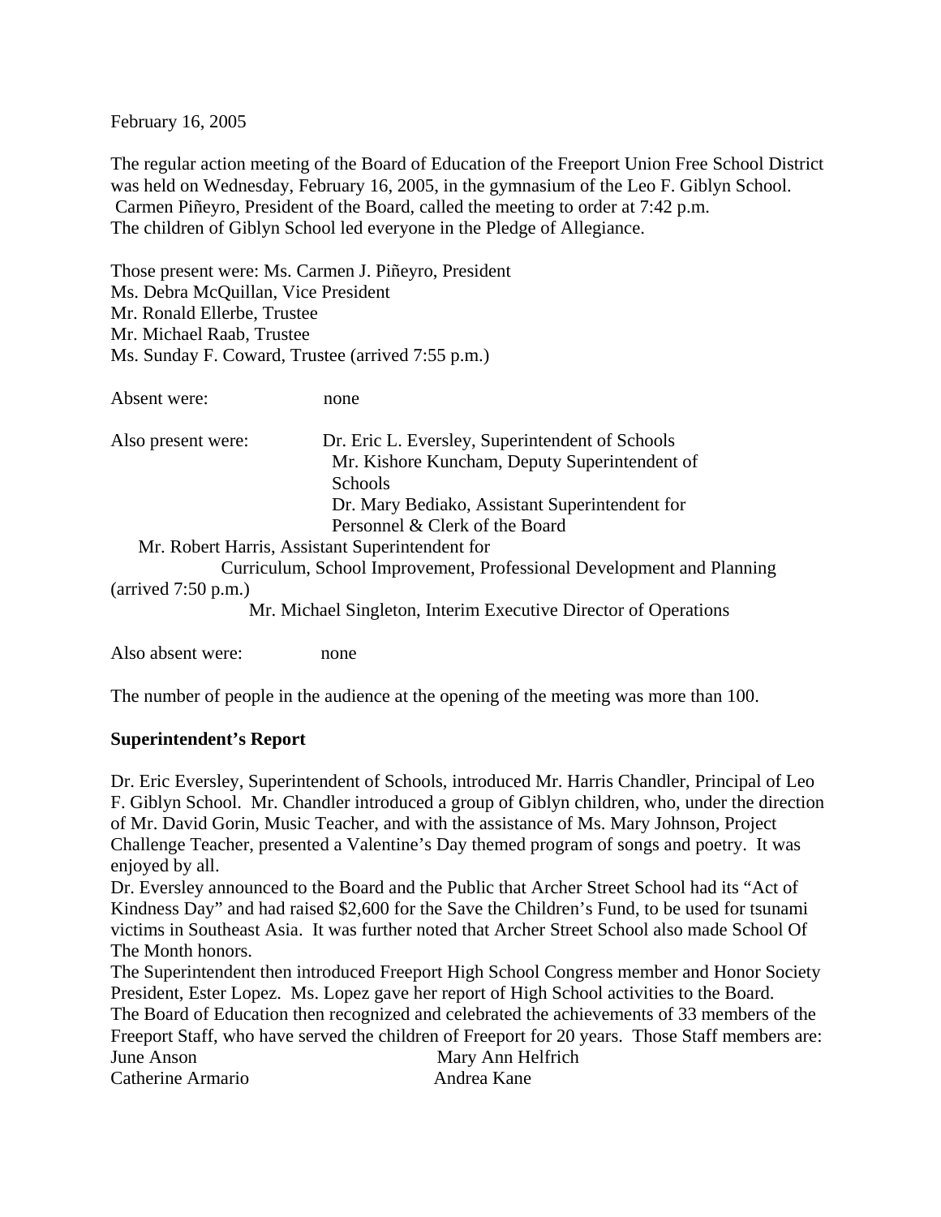February 16, 2005

The regular action meeting of the Board of Education of the Freeport Union Free School District was held on Wednesday, February 16, 2005, in the gymnasium of the Leo F. Giblyn School. Carmen Piñeyro, President of the Board, called the meeting to order at 7:42 p.m. The children of Giblyn School led everyone in the Pledge of Allegiance.

Those present were: Ms. Carmen J. Piñeyro, President
Ms. Debra McQuillan, Vice President
Mr. Ronald Ellerbe, Trustee
Mr. Michael Raab, Trustee
Ms. Sunday F. Coward, Trustee (arrived 7:55 p.m.)

Absent were: none

Also present were: Dr. Eric L. Eversley, Superintendent of Schools
Mr. Kishore Kuncham, Deputy Superintendent of Schools
Dr. Mary Bediako, Assistant Superintendent for Personnel & Clerk of the Board
Mr. Robert Harris, Assistant Superintendent for Curriculum, School Improvement, Professional Development and Planning (arrived 7:50 p.m.)
Mr. Michael Singleton, Interim Executive Director of Operations

Also absent were: none

The number of people in the audience at the opening of the meeting was more than 100.

**Superintendent's Report**

Dr. Eric Eversley, Superintendent of Schools, introduced Mr. Harris Chandler, Principal of Leo F. Giblyn School. Mr. Chandler introduced a group of Giblyn children, who, under the direction of Mr. David Gorin, Music Teacher, and with the assistance of Ms. Mary Johnson, Project Challenge Teacher, presented a Valentine's Day themed program of songs and poetry. It was enjoyed by all.

Dr. Eversley announced to the Board and the Public that Archer Street School had its "Act of Kindness Day" and had raised $2,600 for the Save the Children's Fund, to be used for tsunami victims in Southeast Asia. It was further noted that Archer Street School also made School Of The Month honors.

The Superintendent then introduced Freeport High School Congress member and Honor Society President, Ester Lopez. Ms. Lopez gave her report of High School activities to the Board.

The Board of Education then recognized and celebrated the achievements of 33 members of the Freeport Staff, who have served the children of Freeport for 20 years. Those Staff members are:

June Anson
Catherine Armario
Mary Ann Helfrich
Andrea Kane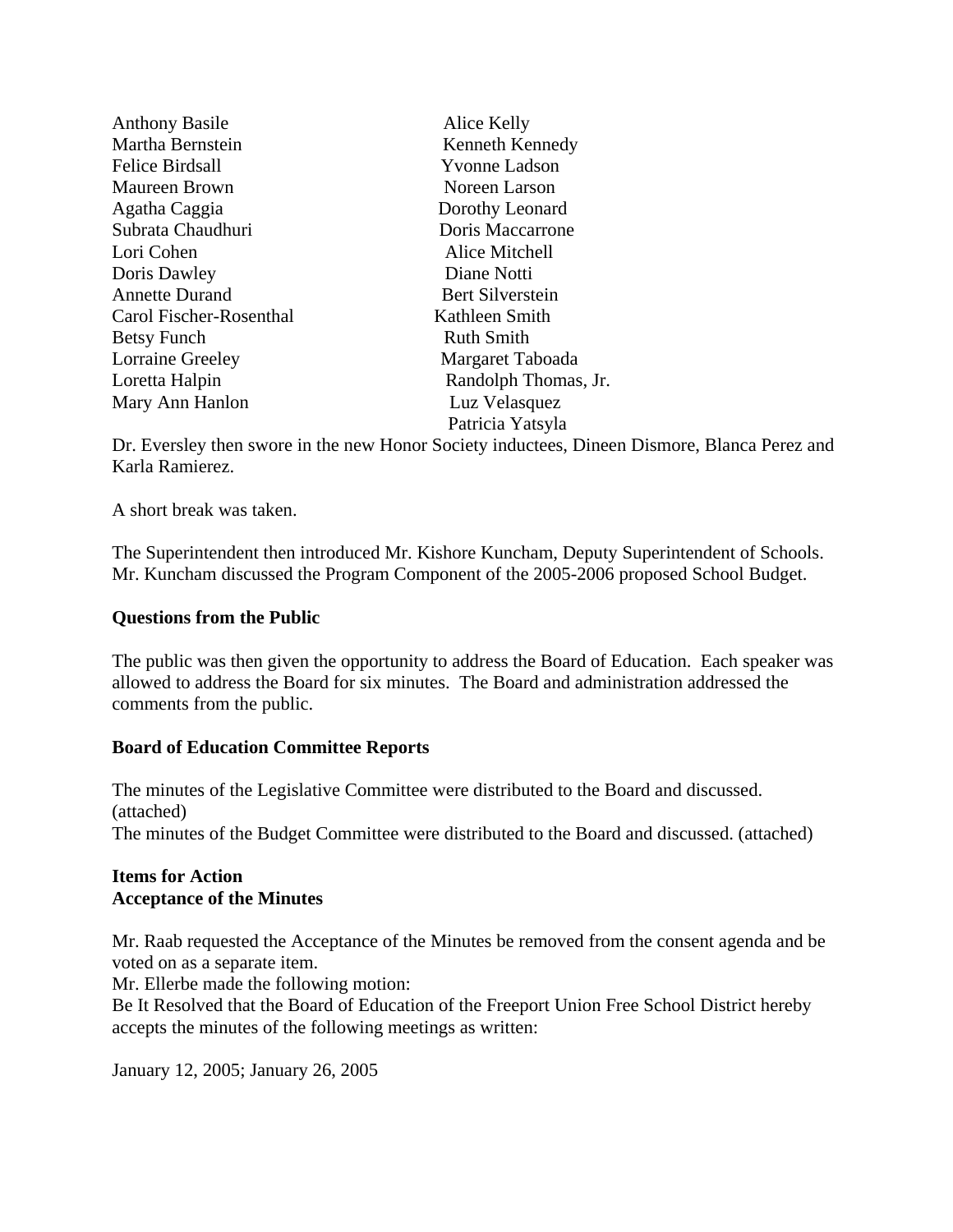| | |
|---|---|
| Anthony Basile | Alice Kelly |
| Martha Bernstein | Kenneth Kennedy |
| Felice Birdsall | Yvonne Ladson |
| Maureen Brown | Noreen Larson |
| Agatha Caggia | Dorothy Leonard |
| Subrata Chaudhuri | Doris Maccarrone |
| Lori Cohen | Alice Mitchell |
| Doris Dawley | Diane Notti |
| Annette Durand | Bert Silverstein |
| Carol Fischer-Rosenthal | Kathleen Smith |
| Betsy Funch | Ruth Smith |
| Lorraine Greeley | Margaret Taboada |
| Loretta Halpin | Randolph Thomas, Jr. |
| Mary Ann Hanlon | Luz Velasquez |
| | Patricia Yatsyla |

Dr. Eversley then swore in the new Honor Society inductees, Dineen Dismore, Blanca Perez and Karla Ramierez.

A short break was taken.

The Superintendent then introduced Mr. Kishore Kuncham, Deputy Superintendent of Schools. Mr. Kuncham discussed the Program Component of the 2005-2006 proposed School Budget.

**Questions from the Public**

The public was then given the opportunity to address the Board of Education. Each speaker was allowed to address the Board for six minutes. The Board and administration addressed the comments from the public.

**Board of Education Committee Reports**

The minutes of the Legislative Committee were distributed to the Board and discussed. (attached)
The minutes of the Budget Committee were distributed to the Board and discussed. (attached)

**Items for Action**
**Acceptance of the Minutes**

Mr. Raab requested the Acceptance of the Minutes be removed from the consent agenda and be voted on as a separate item.
Mr. Ellerbe made the following motion:
Be It Resolved that the Board of Education of the Freeport Union Free School District hereby accepts the minutes of the following meetings as written:

January 12, 2005; January 26, 2005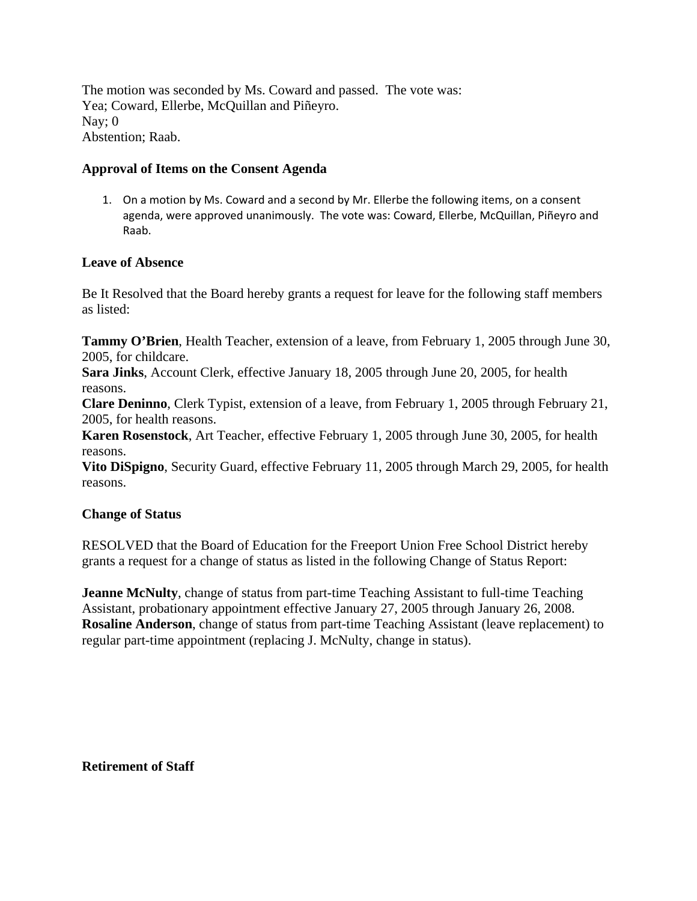The motion was seconded by Ms. Coward and passed. The vote was:
Yea; Coward, Ellerbe, McQuillan and Piñeyro.
Nay; 0
Abstention; Raab.

**Approval of Items on the Consent Agenda**

1. On a motion by Ms. Coward and a second by Mr. Ellerbe the following items, on a consent agenda, were approved unanimously. The vote was: Coward, Ellerbe, McQuillan, Piñeyro and Raab.

**Leave of Absence**

Be It Resolved that the Board hereby grants a request for leave for the following staff members as listed:

**Tammy O'Brien**, Health Teacher, extension of a leave, from February 1, 2005 through June 30, 2005, for childcare.
**Sara Jinks**, Account Clerk, effective January 18, 2005 through June 20, 2005, for health reasons.
**Clare Deninno**, Clerk Typist, extension of a leave, from February 1, 2005 through February 21, 2005, for health reasons.
**Karen Rosenstock**, Art Teacher, effective February 1, 2005 through June 30, 2005, for health reasons.
**Vito DiSpigno**, Security Guard, effective February 11, 2005 through March 29, 2005, for health reasons.

**Change of Status**

RESOLVED that the Board of Education for the Freeport Union Free School District hereby grants a request for a change of status as listed in the following Change of Status Report:

**Jeanne McNulty**, change of status from part-time Teaching Assistant to full-time Teaching Assistant, probationary appointment effective January 27, 2005 through January 26, 2008.
**Rosaline Anderson**, change of status from part-time Teaching Assistant (leave replacement) to regular part-time appointment (replacing J. McNulty, change in status).

**Retirement of Staff**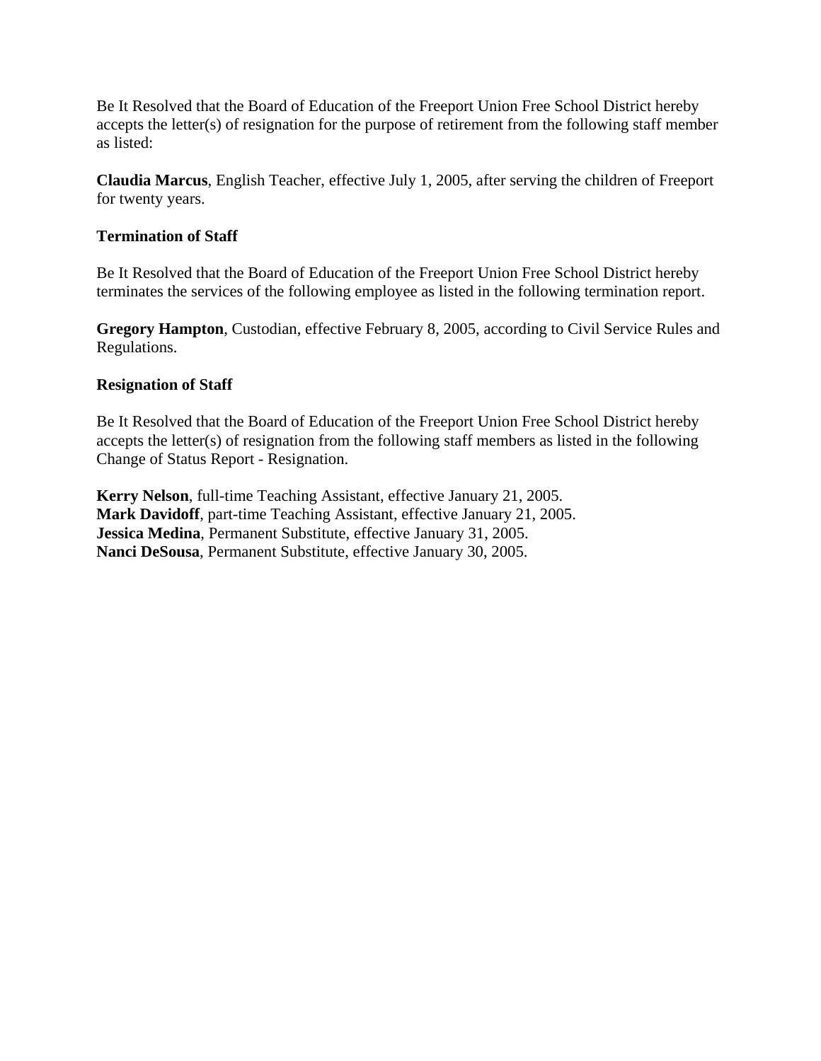Be It Resolved that the Board of Education of the Freeport Union Free School District hereby accepts the letter(s) of resignation for the purpose of retirement from the following staff member as listed:

**Claudia Marcus**, English Teacher, effective July 1, 2005, after serving the children of Freeport for twenty years.

**Termination of Staff**

Be It Resolved that the Board of Education of the Freeport Union Free School District hereby terminates the services of the following employee as listed in the following termination report.

**Gregory Hampton**, Custodian, effective February 8, 2005, according to Civil Service Rules and Regulations.

**Resignation of Staff**

Be It Resolved that the Board of Education of the Freeport Union Free School District hereby accepts the letter(s) of resignation from the following staff members as listed in the following Change of Status Report - Resignation.

**Kerry Nelson**, full-time Teaching Assistant, effective January 21, 2005.
**Mark Davidoff**, part-time Teaching Assistant, effective January 21, 2005.
**Jessica Medina**, Permanent Substitute, effective January 31, 2005.
**Nanci DeSousa**, Permanent Substitute, effective January 30, 2005.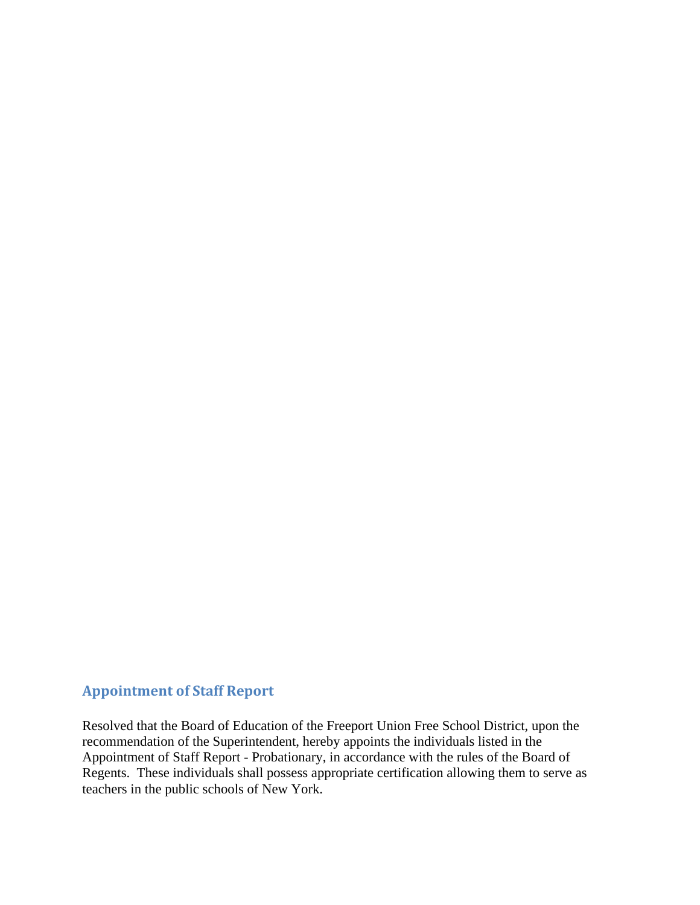## Appointment of Staff Report

Resolved that the Board of Education of the Freeport Union Free School District, upon the recommendation of the Superintendent, hereby appoints the individuals listed in the Appointment of Staff Report - Probationary, in accordance with the rules of the Board of Regents. These individuals shall possess appropriate certification allowing them to serve as teachers in the public schools of New York.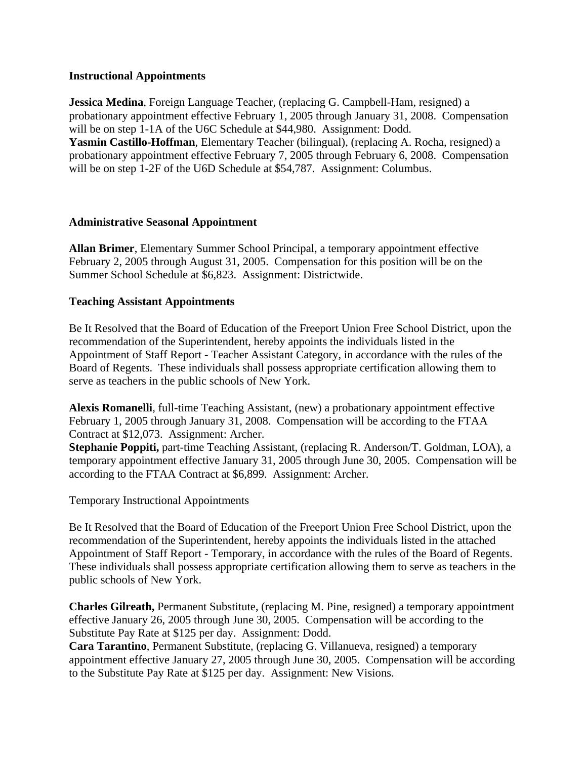**Instructional Appointments**

**Jessica Medina**, Foreign Language Teacher, (replacing G. Campbell-Ham, resigned) a probationary appointment effective February 1, 2005 through January 31, 2008. Compensation will be on step 1-1A of the U6C Schedule at $44,980. Assignment: Dodd.
**Yasmin Castillo-Hoffman**, Elementary Teacher (bilingual), (replacing A. Rocha, resigned) a probationary appointment effective February 7, 2005 through February 6, 2008. Compensation will be on step 1-2F of the U6D Schedule at $54,787. Assignment: Columbus.

**Administrative Seasonal Appointment**

**Allan Brimer**, Elementary Summer School Principal, a temporary appointment effective February 2, 2005 through August 31, 2005. Compensation for this position will be on the Summer School Schedule at $6,823. Assignment: Districtwide.

**Teaching Assistant Appointments**

Be It Resolved that the Board of Education of the Freeport Union Free School District, upon the recommendation of the Superintendent, hereby appoints the individuals listed in the Appointment of Staff Report - Teacher Assistant Category, in accordance with the rules of the Board of Regents. These individuals shall possess appropriate certification allowing them to serve as teachers in the public schools of New York.

**Alexis Romanelli**, full-time Teaching Assistant, (new) a probationary appointment effective February 1, 2005 through January 31, 2008. Compensation will be according to the FTAA Contract at $12,073. Assignment: Archer.
**Stephanie Poppiti,** part-time Teaching Assistant, (replacing R. Anderson/T. Goldman, LOA), a temporary appointment effective January 31, 2005 through June 30, 2005. Compensation will be according to the FTAA Contract at $6,899. Assignment: Archer.

Temporary Instructional Appointments

Be It Resolved that the Board of Education of the Freeport Union Free School District, upon the recommendation of the Superintendent, hereby appoints the individuals listed in the attached Appointment of Staff Report - Temporary, in accordance with the rules of the Board of Regents. These individuals shall possess appropriate certification allowing them to serve as teachers in the public schools of New York.

**Charles Gilreath,** Permanent Substitute, (replacing M. Pine, resigned) a temporary appointment effective January 26, 2005 through June 30, 2005. Compensation will be according to the Substitute Pay Rate at $125 per day. Assignment: Dodd.
**Cara Tarantino**, Permanent Substitute, (replacing G. Villanueva, resigned) a temporary appointment effective January 27, 2005 through June 30, 2005. Compensation will be according to the Substitute Pay Rate at $125 per day. Assignment: New Visions.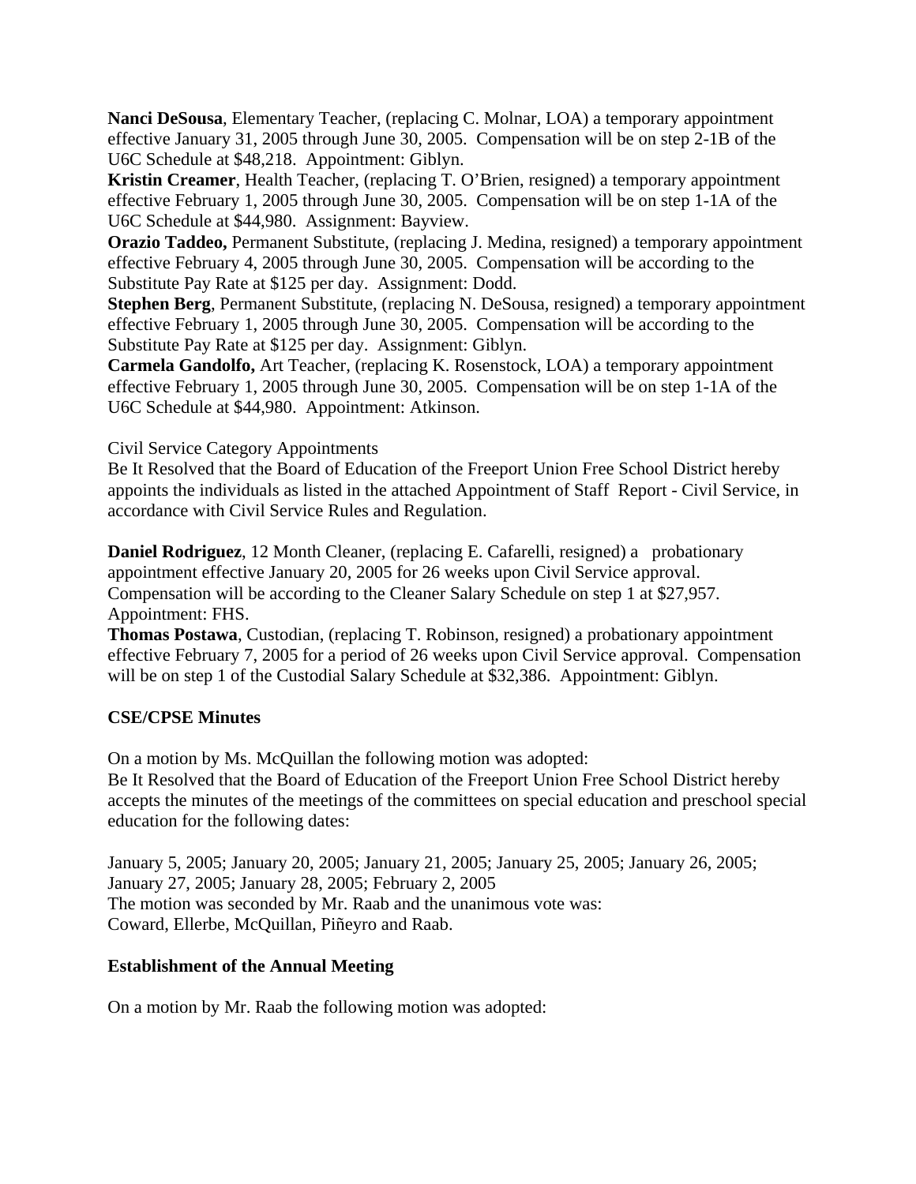**Nanci DeSousa**, Elementary Teacher, (replacing C. Molnar, LOA) a temporary appointment effective January 31, 2005 through June 30, 2005. Compensation will be on step 2-1B of the U6C Schedule at $48,218. Appointment: Giblyn.

**Kristin Creamer**, Health Teacher, (replacing T. O'Brien, resigned) a temporary appointment effective February 1, 2005 through June 30, 2005. Compensation will be on step 1-1A of the U6C Schedule at $44,980. Assignment: Bayview.

**Orazio Taddeo,** Permanent Substitute, (replacing J. Medina, resigned) a temporary appointment effective February 4, 2005 through June 30, 2005. Compensation will be according to the Substitute Pay Rate at $125 per day. Assignment: Dodd.

**Stephen Berg**, Permanent Substitute, (replacing N. DeSousa, resigned) a temporary appointment effective February 1, 2005 through June 30, 2005. Compensation will be according to the Substitute Pay Rate at $125 per day. Assignment: Giblyn.

**Carmela Gandolfo,** Art Teacher, (replacing K. Rosenstock, LOA) a temporary appointment effective February 1, 2005 through June 30, 2005. Compensation will be on step 1-1A of the U6C Schedule at $44,980. Appointment: Atkinson.

Civil Service Category Appointments

Be It Resolved that the Board of Education of the Freeport Union Free School District hereby appoints the individuals as listed in the attached Appointment of Staff Report - Civil Service, in accordance with Civil Service Rules and Regulation.

**Daniel Rodriguez**, 12 Month Cleaner, (replacing E. Cafarelli, resigned) a probationary appointment effective January 20, 2005 for 26 weeks upon Civil Service approval. Compensation will be according to the Cleaner Salary Schedule on step 1 at $27,957. Appointment: FHS.

**Thomas Postawa**, Custodian, (replacing T. Robinson, resigned) a probationary appointment effective February 7, 2005 for a period of 26 weeks upon Civil Service approval. Compensation will be on step 1 of the Custodial Salary Schedule at $32,386. Appointment: Giblyn.

**CSE/CPSE Minutes**

On a motion by Ms. McQuillan the following motion was adopted:

Be It Resolved that the Board of Education of the Freeport Union Free School District hereby accepts the minutes of the meetings of the committees on special education and preschool special education for the following dates:

January 5, 2005; January 20, 2005; January 21, 2005; January 25, 2005; January 26, 2005; January 27, 2005; January 28, 2005; February 2, 2005

The motion was seconded by Mr. Raab and the unanimous vote was:

Coward, Ellerbe, McQuillan, Piñeyro and Raab.

**Establishment of the Annual Meeting**

On a motion by Mr. Raab the following motion was adopted: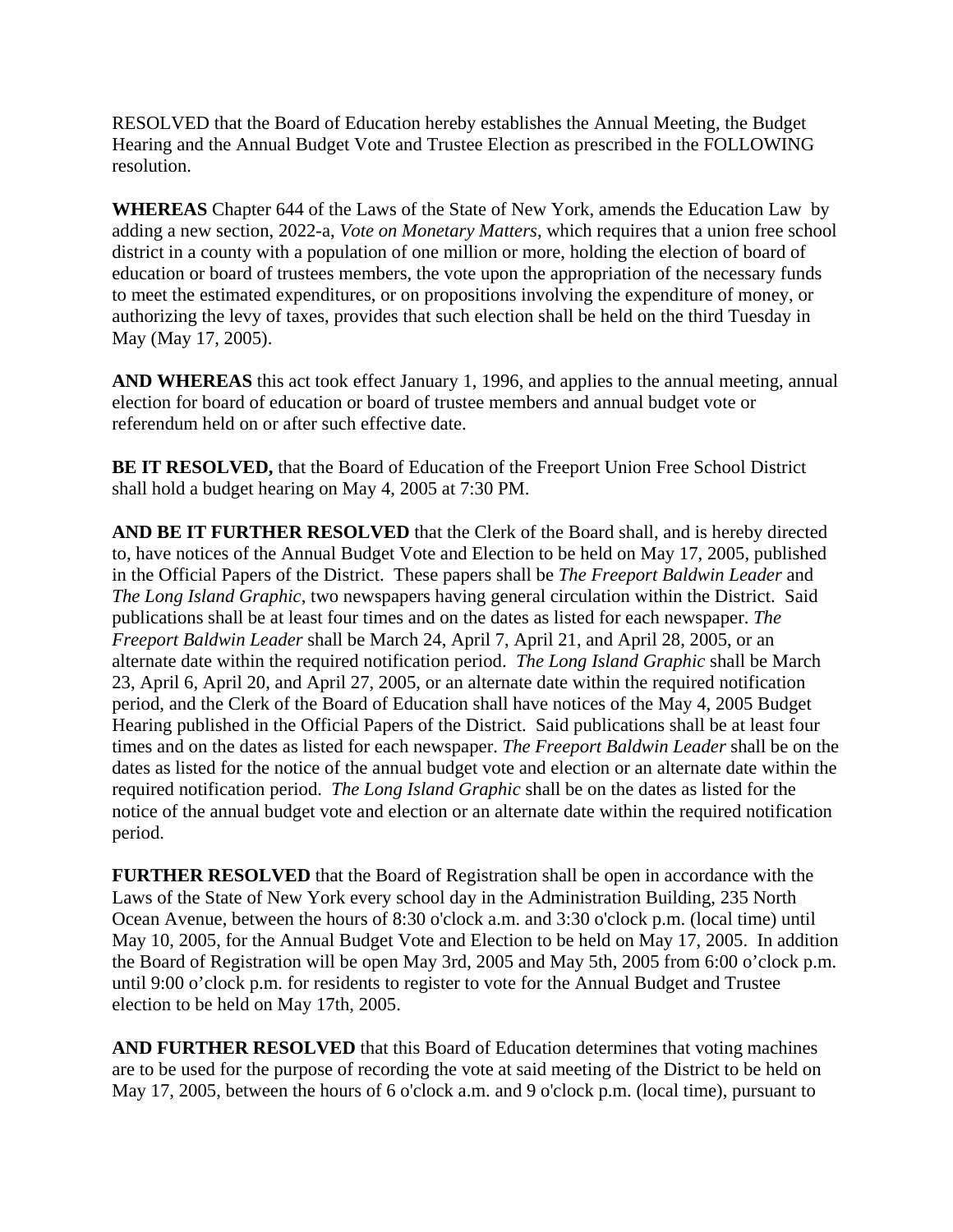RESOLVED that the Board of Education hereby establishes the Annual Meeting, the Budget Hearing and the Annual Budget Vote and Trustee Election as prescribed in the FOLLOWING resolution.

**WHEREAS** Chapter 644 of the Laws of the State of New York, amends the Education Law by adding a new section, 2022-a, *Vote on Monetary Matters*, which requires that a union free school district in a county with a population of one million or more, holding the election of board of education or board of trustees members, the vote upon the appropriation of the necessary funds to meet the estimated expenditures, or on propositions involving the expenditure of money, or authorizing the levy of taxes, provides that such election shall be held on the third Tuesday in May (May 17, 2005).

**AND WHEREAS** this act took effect January 1, 1996, and applies to the annual meeting, annual election for board of education or board of trustee members and annual budget vote or referendum held on or after such effective date.

**BE IT RESOLVED,** that the Board of Education of the Freeport Union Free School District shall hold a budget hearing on May 4, 2005 at 7:30 PM.

**AND BE IT FURTHER RESOLVED** that the Clerk of the Board shall, and is hereby directed to, have notices of the Annual Budget Vote and Election to be held on May 17, 2005, published in the Official Papers of the District. These papers shall be *The Freeport Baldwin Leader* and *The Long Island Graphic*, two newspapers having general circulation within the District. Said publications shall be at least four times and on the dates as listed for each newspaper. *The Freeport Baldwin Leader* shall be March 24, April 7, April 21, and April 28, 2005, or an alternate date within the required notification period. *The Long Island Graphic* shall be March 23, April 6, April 20, and April 27, 2005, or an alternate date within the required notification period, and the Clerk of the Board of Education shall have notices of the May 4, 2005 Budget Hearing published in the Official Papers of the District. Said publications shall be at least four times and on the dates as listed for each newspaper. *The Freeport Baldwin Leader* shall be on the dates as listed for the notice of the annual budget vote and election or an alternate date within the required notification period. *The Long Island Graphic* shall be on the dates as listed for the notice of the annual budget vote and election or an alternate date within the required notification period.

**FURTHER RESOLVED** that the Board of Registration shall be open in accordance with the Laws of the State of New York every school day in the Administration Building, 235 North Ocean Avenue, between the hours of 8:30 o'clock a.m. and 3:30 o'clock p.m. (local time) until May 10, 2005, for the Annual Budget Vote and Election to be held on May 17, 2005. In addition the Board of Registration will be open May 3rd, 2005 and May 5th, 2005 from 6:00 o'clock p.m. until 9:00 o'clock p.m. for residents to register to vote for the Annual Budget and Trustee election to be held on May 17th, 2005.

**AND FURTHER RESOLVED** that this Board of Education determines that voting machines are to be used for the purpose of recording the vote at said meeting of the District to be held on May 17, 2005, between the hours of 6 o'clock a.m. and 9 o'clock p.m. (local time), pursuant to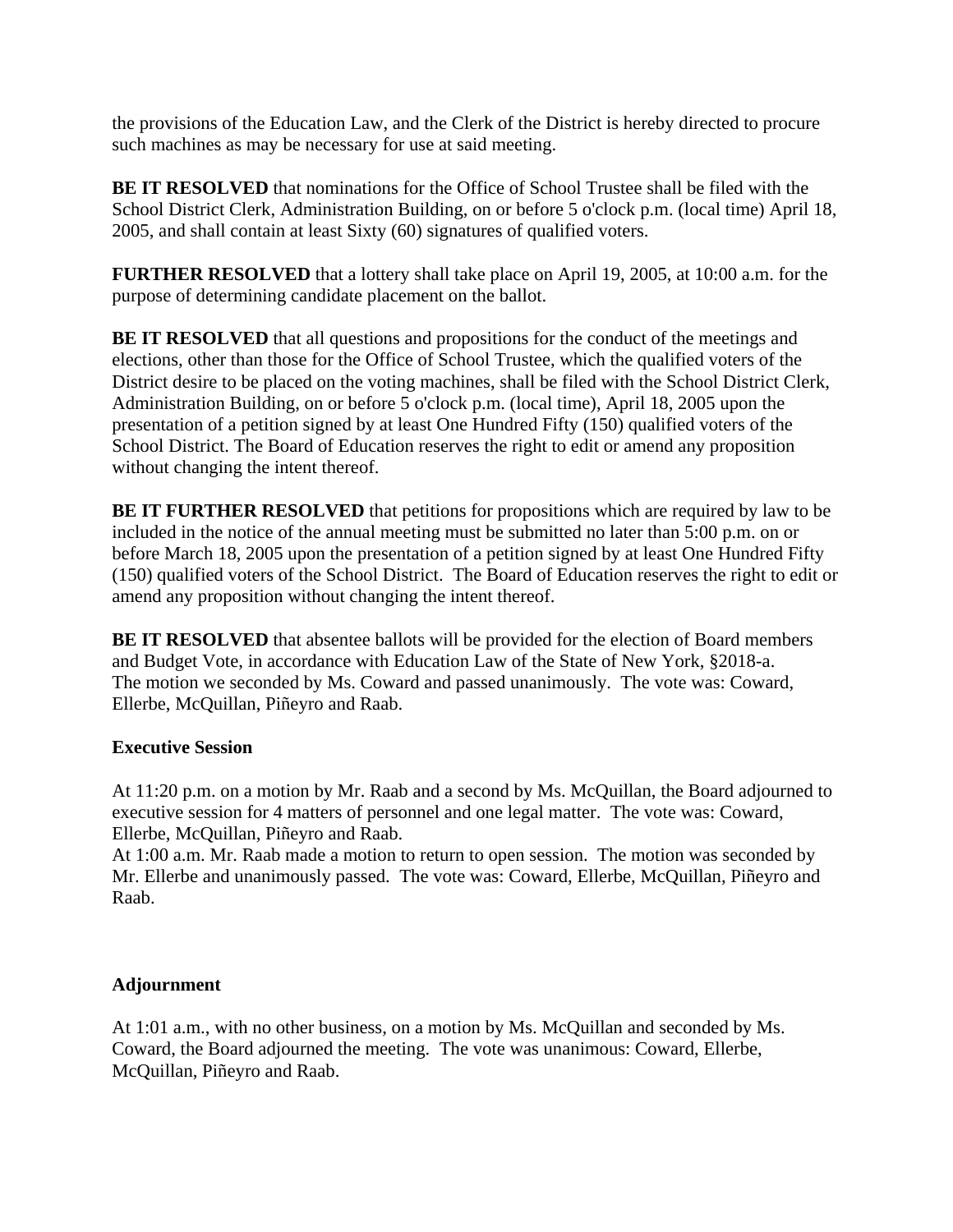the provisions of the Education Law, and the Clerk of the District is hereby directed to procure such machines as may be necessary for use at said meeting.

**BE IT RESOLVED** that nominations for the Office of School Trustee shall be filed with the School District Clerk, Administration Building, on or before 5 o'clock p.m. (local time) April 18, 2005, and shall contain at least Sixty (60) signatures of qualified voters.

**FURTHER RESOLVED** that a lottery shall take place on April 19, 2005, at 10:00 a.m. for the purpose of determining candidate placement on the ballot.

**BE IT RESOLVED** that all questions and propositions for the conduct of the meetings and elections, other than those for the Office of School Trustee, which the qualified voters of the District desire to be placed on the voting machines, shall be filed with the School District Clerk, Administration Building, on or before 5 o'clock p.m. (local time), April 18, 2005 upon the presentation of a petition signed by at least One Hundred Fifty (150) qualified voters of the School District. The Board of Education reserves the right to edit or amend any proposition without changing the intent thereof.

**BE IT FURTHER RESOLVED** that petitions for propositions which are required by law to be included in the notice of the annual meeting must be submitted no later than 5:00 p.m. on or before March 18, 2005 upon the presentation of a petition signed by at least One Hundred Fifty (150) qualified voters of the School District. The Board of Education reserves the right to edit or amend any proposition without changing the intent thereof.

**BE IT RESOLVED** that absentee ballots will be provided for the election of Board members and Budget Vote, in accordance with Education Law of the State of New York, §2018-a.
The motion we seconded by Ms. Coward and passed unanimously. The vote was: Coward, Ellerbe, McQuillan, Piñeyro and Raab.

**Executive Session**

At 11:20 p.m. on a motion by Mr. Raab and a second by Ms. McQuillan, the Board adjourned to executive session for 4 matters of personnel and one legal matter. The vote was: Coward, Ellerbe, McQuillan, Piñeyro and Raab.
At 1:00 a.m. Mr. Raab made a motion to return to open session. The motion was seconded by Mr. Ellerbe and unanimously passed. The vote was: Coward, Ellerbe, McQuillan, Piñeyro and Raab.

**Adjournment**

At 1:01 a.m., with no other business, on a motion by Ms. McQuillan and seconded by Ms. Coward, the Board adjourned the meeting. The vote was unanimous: Coward, Ellerbe, McQuillan, Piñeyro and Raab.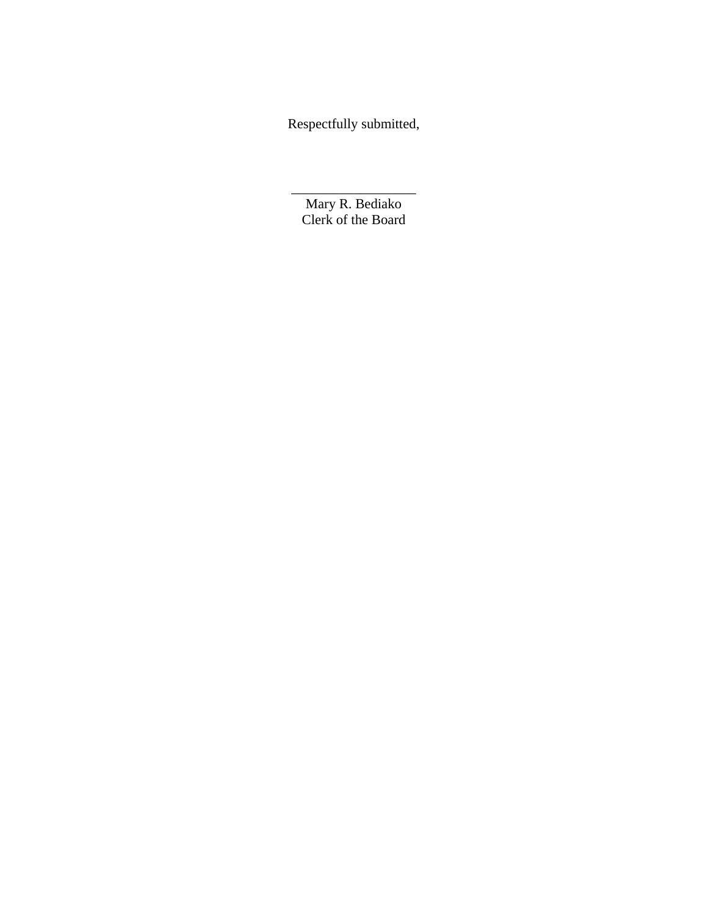Respectfully submitted,

\_\_\_\_\_\_\_\_\_\_\_\_\_\_\_\_\_\_\_

Mary R. Bediako
Clerk of the Board